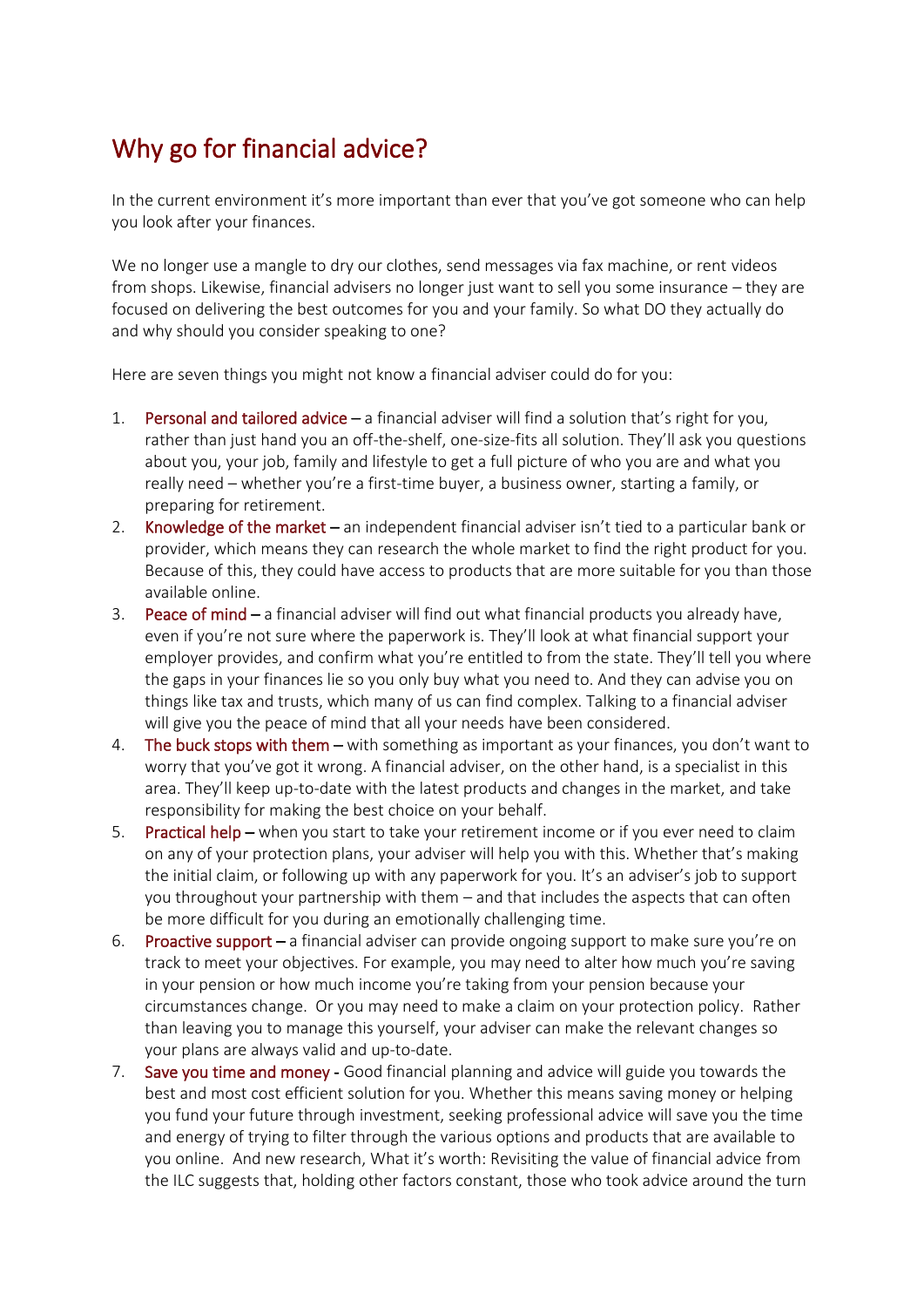# Why go for financial advice?

In the current environment it's more important than ever that you've got someone who can help you look after your finances.

We no longer use a mangle to dry our clothes, send messages via fax machine, or rent videos from shops. Likewise, financial advisers no longer just want to sell you some insurance – they are focused on delivering the best outcomes for you and your family. So what DO they actually do and why should you consider speaking to one?

Here are seven things you might not know a financial adviser could do for you:

1. **Personal and tailored advice** – a financial adviser will find a solution that's right for you, rather than just hand you an off-the-shelf, one-size-fits all solution. They'll ask you questions about you, your job, family and lifestyle to get a full picture of who you are and what you really need – whether you're a first-time buyer, a business owner, starting a family, or preparing for retirement.
2. **Knowledge of the market** – an independent financial adviser isn't tied to a particular bank or provider, which means they can research the whole market to find the right product for you. Because of this, they could have access to products that are more suitable for you than those available online.
3. **Peace of mind** – a financial adviser will find out what financial products you already have, even if you're not sure where the paperwork is. They'll look at what financial support your employer provides, and confirm what you're entitled to from the state. They'll tell you where the gaps in your finances lie so you only buy what you need to. And they can advise you on things like tax and trusts, which many of us can find complex. Talking to a financial adviser will give you the peace of mind that all your needs have been considered.
4. **The buck stops with them** – with something as important as your finances, you don't want to worry that you've got it wrong. A financial adviser, on the other hand, is a specialist in this area. They'll keep up-to-date with the latest products and changes in the market, and take responsibility for making the best choice on your behalf.
5. **Practical help** – when you start to take your retirement income or if you ever need to claim on any of your protection plans, your adviser will help you with this. Whether that's making the initial claim, or following up with any paperwork for you. It's an adviser's job to support you throughout your partnership with them – and that includes the aspects that can often be more difficult for you during an emotionally challenging time.
6. **Proactive support** – a financial adviser can provide ongoing support to make sure you're on track to meet your objectives. For example, you may need to alter how much you're saving in your pension or how much income you're taking from your pension because your circumstances change. Or you may need to make a claim on your protection policy. Rather than leaving you to manage this yourself, your adviser can make the relevant changes so your plans are always valid and up-to-date.
7. **Save you time and money** - Good financial planning and advice will guide you towards the best and most cost efficient solution for you. Whether this means saving money or helping you fund your future through investment, seeking professional advice will save you the time and energy of trying to filter through the various options and products that are available to you online. And new research, What it's worth: Revisiting the value of financial advice from the ILC suggests that, holding other factors constant, those who took advice around the turn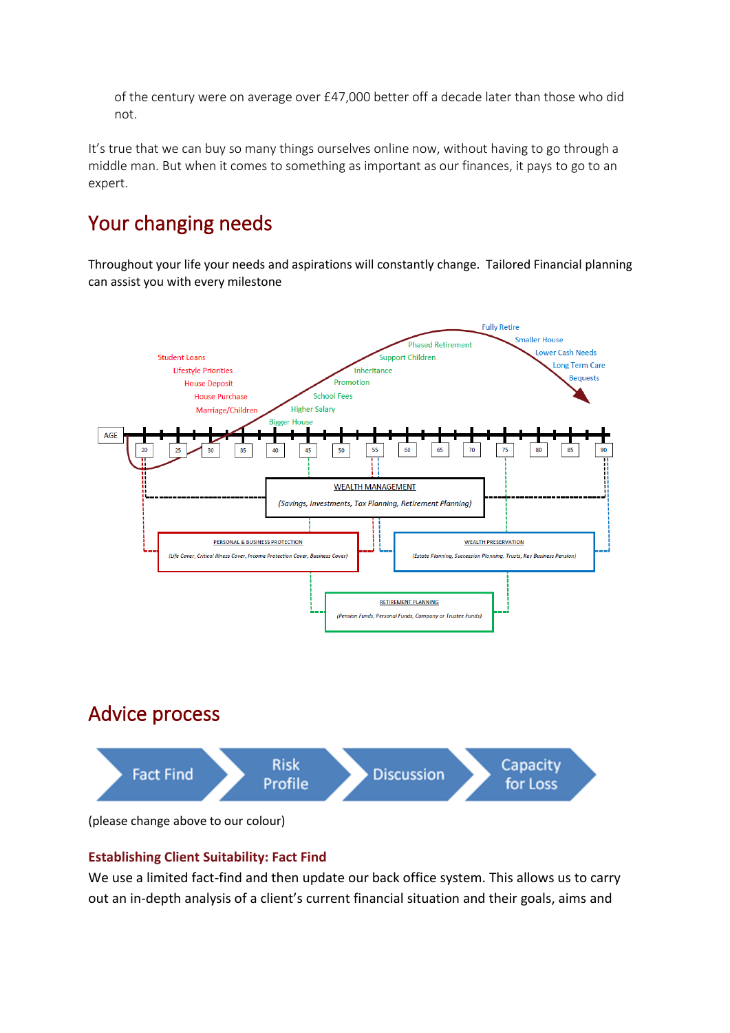of the century were on average over £47,000 better off a decade later than those who did not.

It's true that we can buy so many things ourselves online now, without having to go through a middle man. But when it comes to something as important as our finances, it pays to go to an expert.

## Your changing needs

Throughout your life your needs and aspirations will constantly change. Tailored Financial planning can assist you with every milestone

Student Loans
Lifestyle Priorities
House Deposit
House Purchase
Marriage/Children
Bigger House
Higher Salary
School Fees
Promotion
Inheritance
Support Children
Phased Retirement
Fully Retire
Smaller House
Lower Cash Needs
Long Term Care
Bequests

AGE: 20, 25, 30, 35, 40, 45, 50, 55, 60, 65, 70, 75, 80, 85, 90

WEALTH MANAGEMENT
*(Savings, Investments, Tax Planning, Retirement Planning)*

PERSONAL & BUSINESS PROTECTION
*(Life Cover, Critical Illness Cover, Income Protection Cover, Business Cover)*

WEALTH PRESERVATION
*(Estate Planning, Succession Planning, Trusts, Key Business Pension)*

RETIREMENT PLANNING
*(Pension Funds, Personal Funds, Company or Trustee Funds)*

## Advice process

Fact Find → Risk Profile → Discussion → Capacity for Loss

(please change above to our colour)

### Establishing Client Suitability: Fact Find

We use a limited fact-find and then update our back office system. This allows us to carry out an in-depth analysis of a client's current financial situation and their goals, aims and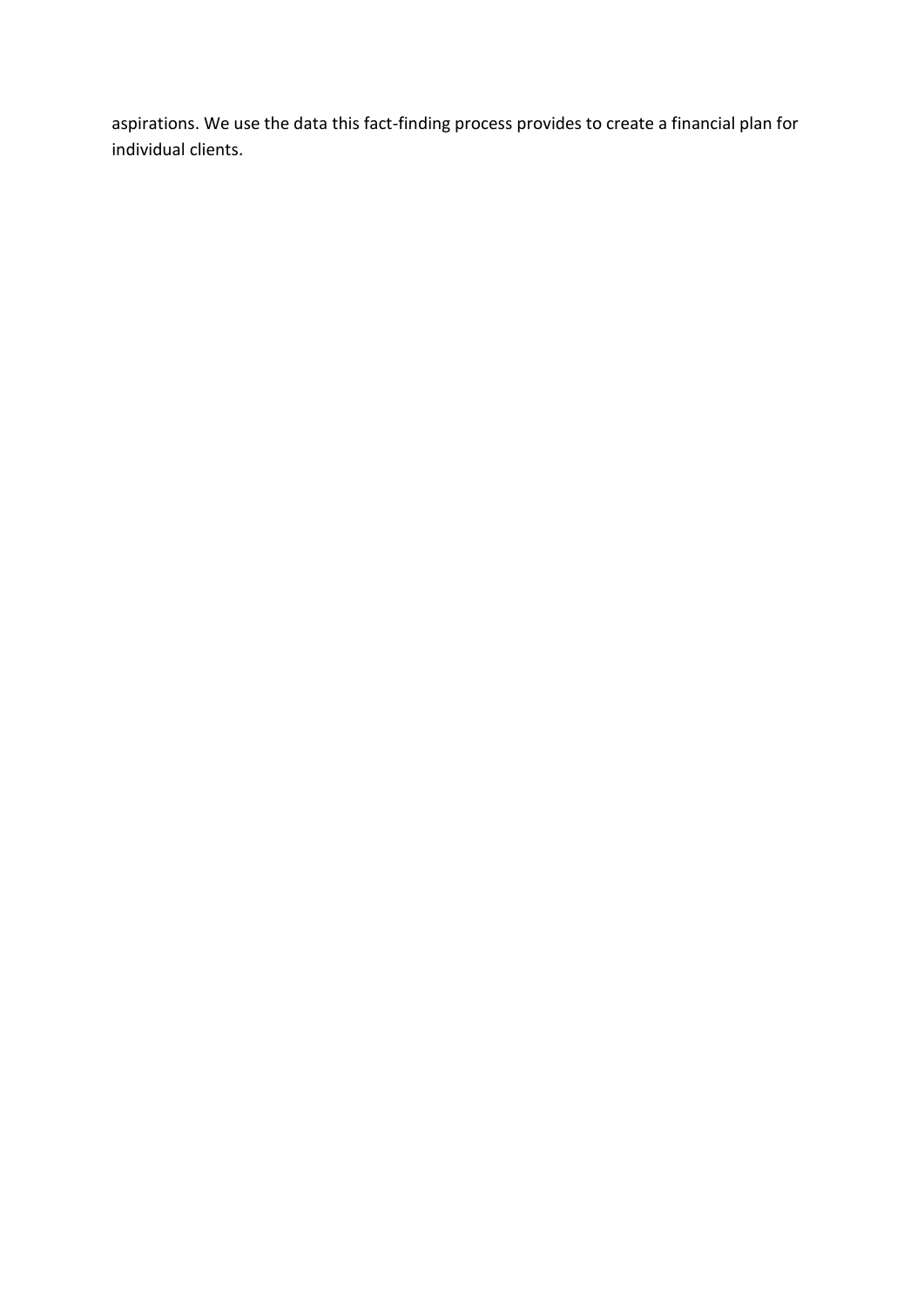aspirations. We use the data this fact-finding process provides to create a financial plan for individual clients.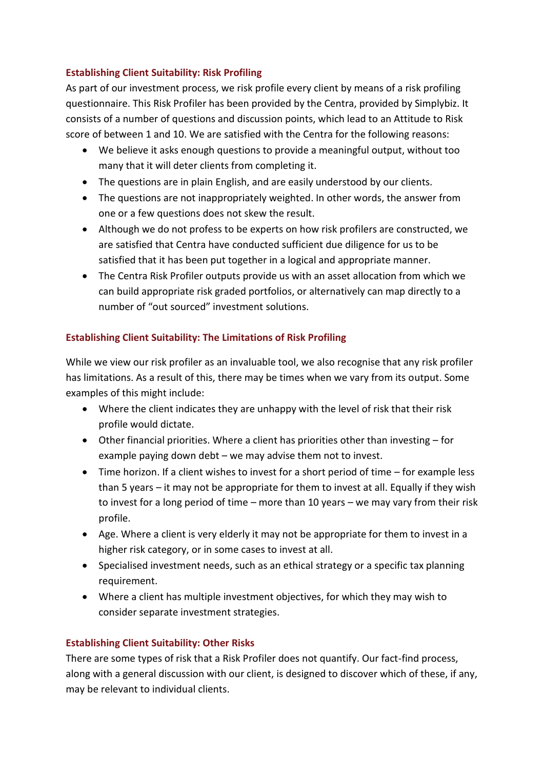### Establishing Client Suitability: Risk Profiling

As part of our investment process, we risk profile every client by means of a risk profiling questionnaire. This Risk Profiler has been provided by the Centra, provided by Simplybiz. It consists of a number of questions and discussion points, which lead to an Attitude to Risk score of between 1 and 10. We are satisfied with the Centra for the following reasons:

- We believe it asks enough questions to provide a meaningful output, without too many that it will deter clients from completing it.
- The questions are in plain English, and are easily understood by our clients.
- The questions are not inappropriately weighted. In other words, the answer from one or a few questions does not skew the result.
- Although we do not profess to be experts on how risk profilers are constructed, we are satisfied that Centra have conducted sufficient due diligence for us to be satisfied that it has been put together in a logical and appropriate manner.
- The Centra Risk Profiler outputs provide us with an asset allocation from which we can build appropriate risk graded portfolios, or alternatively can map directly to a number of "out sourced" investment solutions.

### Establishing Client Suitability: The Limitations of Risk Profiling

While we view our risk profiler as an invaluable tool, we also recognise that any risk profiler has limitations. As a result of this, there may be times when we vary from its output. Some examples of this might include:

- Where the client indicates they are unhappy with the level of risk that their risk profile would dictate.
- Other financial priorities. Where a client has priorities other than investing – for example paying down debt – we may advise them not to invest.
- Time horizon. If a client wishes to invest for a short period of time – for example less than 5 years – it may not be appropriate for them to invest at all. Equally if they wish to invest for a long period of time – more than 10 years – we may vary from their risk profile.
- Age. Where a client is very elderly it may not be appropriate for them to invest in a higher risk category, or in some cases to invest at all.
- Specialised investment needs, such as an ethical strategy or a specific tax planning requirement.
- Where a client has multiple investment objectives, for which they may wish to consider separate investment strategies.

### Establishing Client Suitability: Other Risks

There are some types of risk that a Risk Profiler does not quantify. Our fact-find process, along with a general discussion with our client, is designed to discover which of these, if any, may be relevant to individual clients.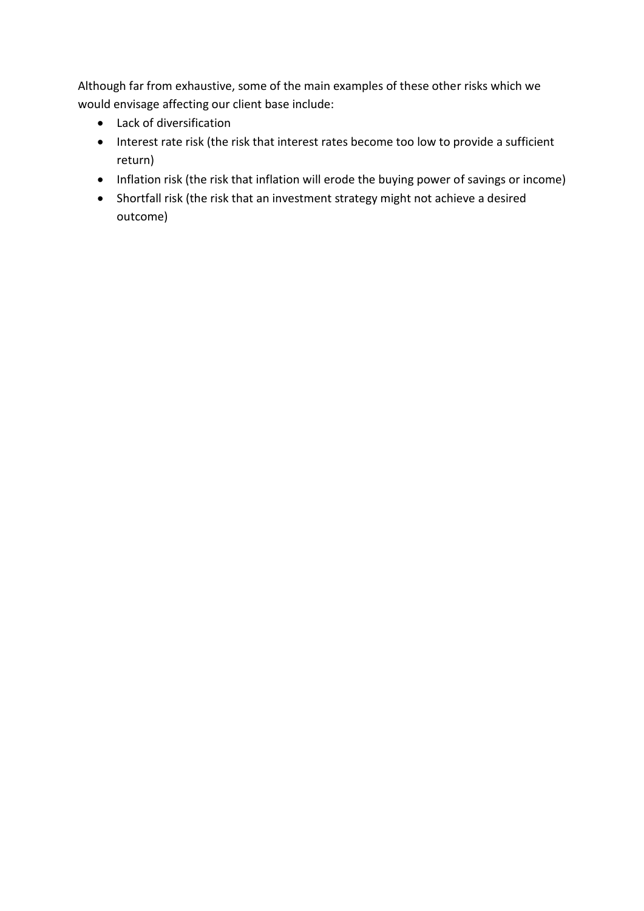Although far from exhaustive, some of the main examples of these other risks which we would envisage affecting our client base include:

- Lack of diversification
- Interest rate risk (the risk that interest rates become too low to provide a sufficient return)
- Inflation risk (the risk that inflation will erode the buying power of savings or income)
- Shortfall risk (the risk that an investment strategy might not achieve a desired outcome)